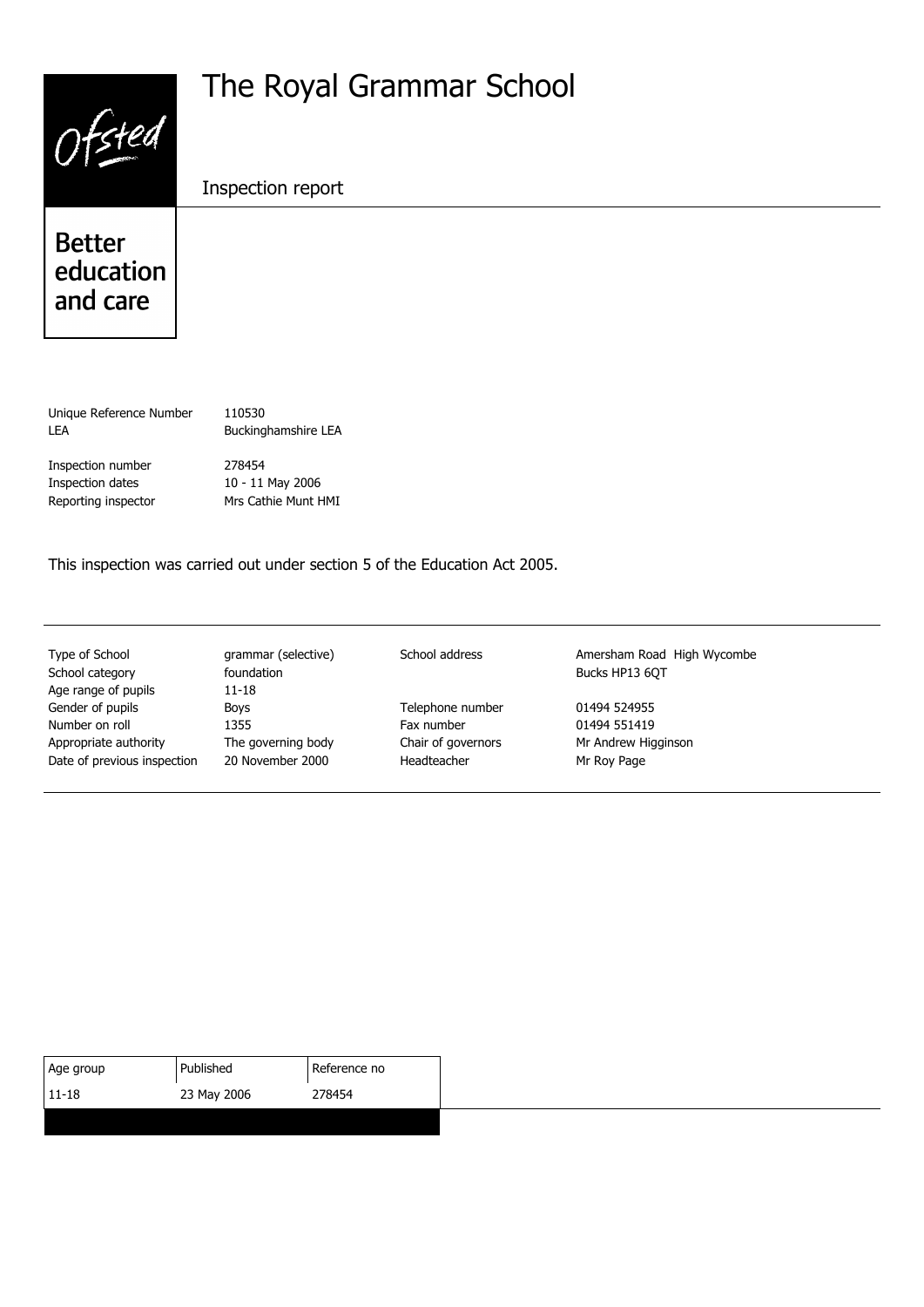Ofsted

# The Royal Grammar School

Inspection report

Better education and care

| | |
|---|---|
| Unique Reference Number | 110530 |
| LEA | Buckinghamshire LEA |
| Inspection number | 278454 |
| Inspection dates | 10 - 11 May 2006 |
| Reporting inspector | Mrs Cathie Munt HMI |

This inspection was carried out under section 5 of the Education Act 2005.

| | | | |
|---|---|---|---|
| Type of School | grammar (selective) | School address | Amersham Road High Wycombe Bucks HP13 6QT |
| School category | foundation | | |
| Age range of pupils | 11-18 | | |
| Gender of pupils | Boys | Telephone number | 01494 524955 |
| Number on roll | 1355 | Fax number | 01494 551419 |
| Appropriate authority | The governing body | Chair of governors | Mr Andrew Higginson |
| Date of previous inspection | 20 November 2000 | Headteacher | Mr Roy Page |

| Age group | Published | Reference no |
|---|---|---|
| 11-18 | 23 May 2006 | 278454 |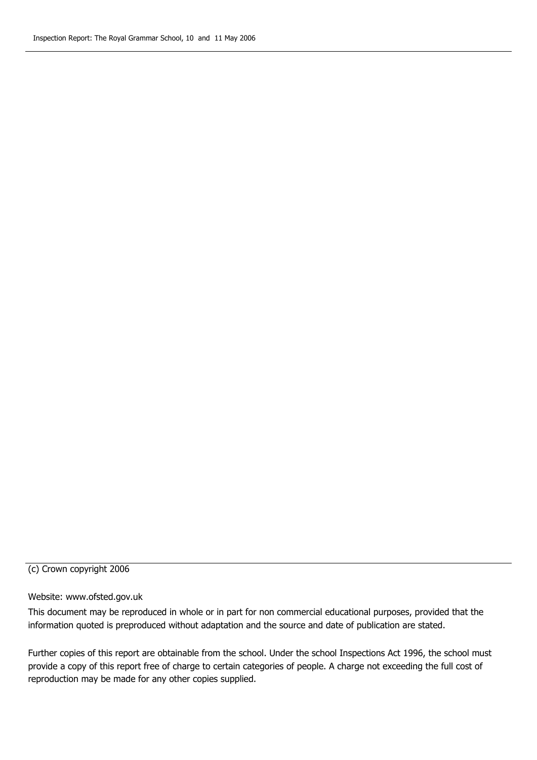(c) Crown copyright 2006

Website: www.ofsted.gov.uk

This document may be reproduced in whole or in part for non commercial educational purposes, provided that the information quoted is preproduced without adaptation and the source and date of publication are stated.

Further copies of this report are obtainable from the school. Under the school Inspections Act 1996, the school must provide a copy of this report free of charge to certain categories of people. A charge not exceeding the full cost of reproduction may be made for any other copies supplied.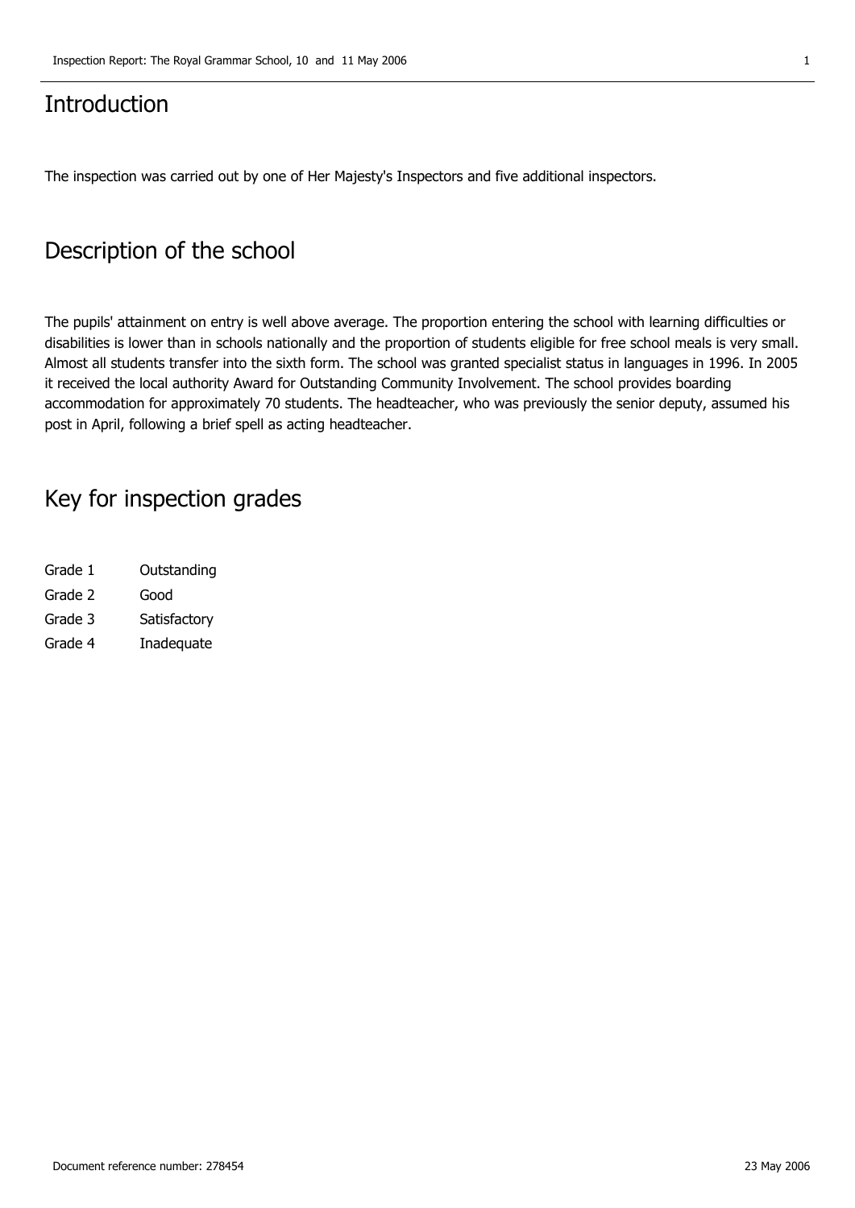## Introduction

The inspection was carried out by one of Her Majesty's Inspectors and five additional inspectors.

## Description of the school

The pupils' attainment on entry is well above average. The proportion entering the school with learning difficulties or disabilities is lower than in schools nationally and the proportion of students eligible for free school meals is very small. Almost all students transfer into the sixth form. The school was granted specialist status in languages in 1996. In 2005 it received the local authority Award for Outstanding Community Involvement. The school provides boarding accommodation for approximately 70 students. The headteacher, who was previously the senior deputy, assumed his post in April, following a brief spell as acting headteacher.

## Key for inspection grades

| | |
|---|---|
| Grade 1 | Outstanding |
| Grade 2 | Good |
| Grade 3 | Satisfactory |
| Grade 4 | Inadequate |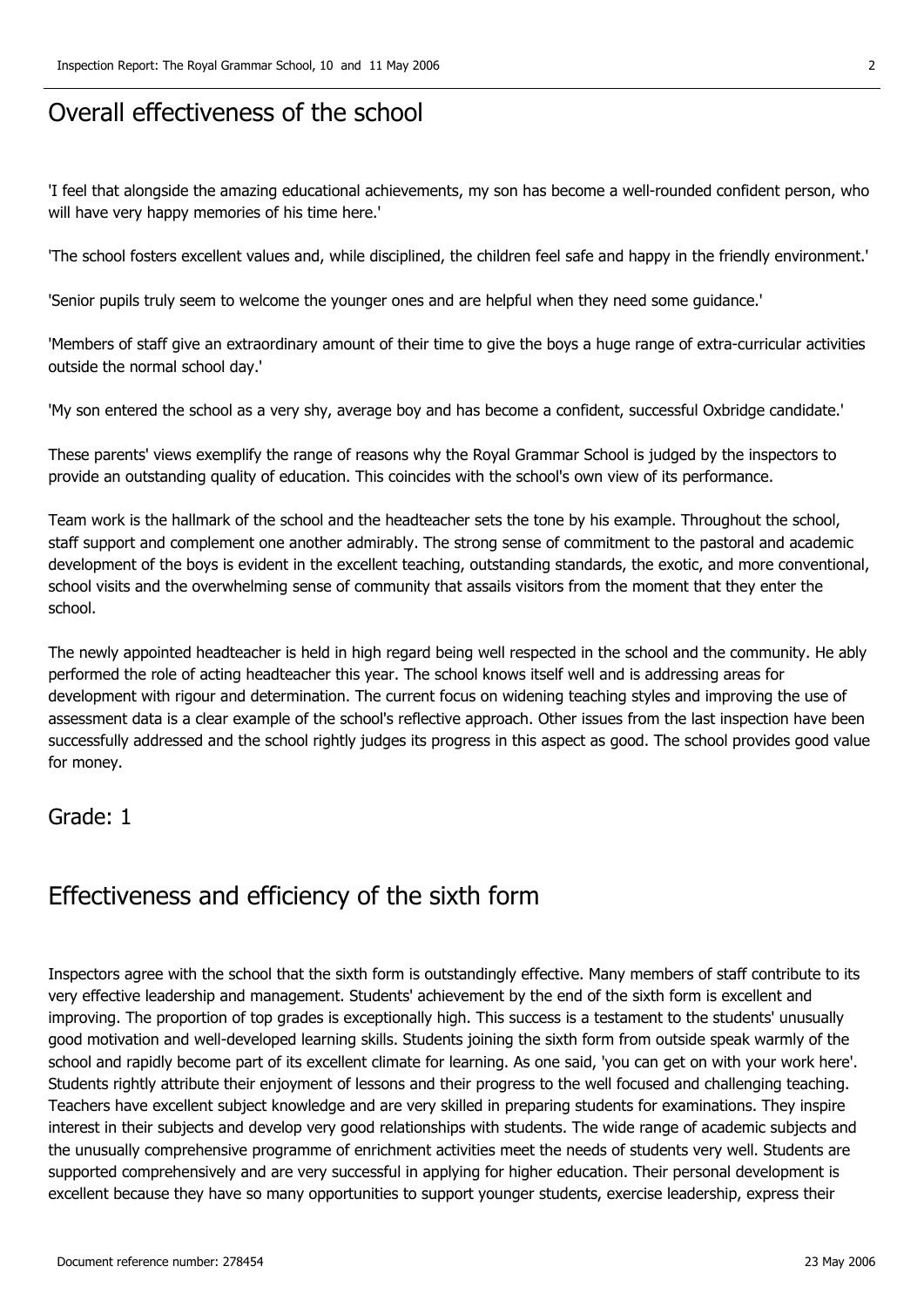## Overall effectiveness of the school

'I feel that alongside the amazing educational achievements, my son has become a well-rounded confident person, who will have very happy memories of his time here.'

'The school fosters excellent values and, while disciplined, the children feel safe and happy in the friendly environment.'

'Senior pupils truly seem to welcome the younger ones and are helpful when they need some guidance.'

'Members of staff give an extraordinary amount of their time to give the boys a huge range of extra-curricular activities outside the normal school day.'

'My son entered the school as a very shy, average boy and has become a confident, successful Oxbridge candidate.'

These parents' views exemplify the range of reasons why the Royal Grammar School is judged by the inspectors to provide an outstanding quality of education. This coincides with the school's own view of its performance.

Team work is the hallmark of the school and the headteacher sets the tone by his example. Throughout the school, staff support and complement one another admirably. The strong sense of commitment to the pastoral and academic development of the boys is evident in the excellent teaching, outstanding standards, the exotic, and more conventional, school visits and the overwhelming sense of community that assails visitors from the moment that they enter the school.

The newly appointed headteacher is held in high regard being well respected in the school and the community. He ably performed the role of acting headteacher this year. The school knows itself well and is addressing areas for development with rigour and determination. The current focus on widening teaching styles and improving the use of assessment data is a clear example of the school's reflective approach. Other issues from the last inspection have been successfully addressed and the school rightly judges its progress in this aspect as good. The school provides good value for money.

### Grade: 1

## Effectiveness and efficiency of the sixth form

Inspectors agree with the school that the sixth form is outstandingly effective. Many members of staff contribute to its very effective leadership and management. Students' achievement by the end of the sixth form is excellent and improving. The proportion of top grades is exceptionally high. This success is a testament to the students' unusually good motivation and well-developed learning skills. Students joining the sixth form from outside speak warmly of the school and rapidly become part of its excellent climate for learning. As one said, 'you can get on with your work here'. Students rightly attribute their enjoyment of lessons and their progress to the well focused and challenging teaching. Teachers have excellent subject knowledge and are very skilled in preparing students for examinations. They inspire interest in their subjects and develop very good relationships with students. The wide range of academic subjects and the unusually comprehensive programme of enrichment activities meet the needs of students very well. Students are supported comprehensively and are very successful in applying for higher education. Their personal development is excellent because they have so many opportunities to support younger students, exercise leadership, express their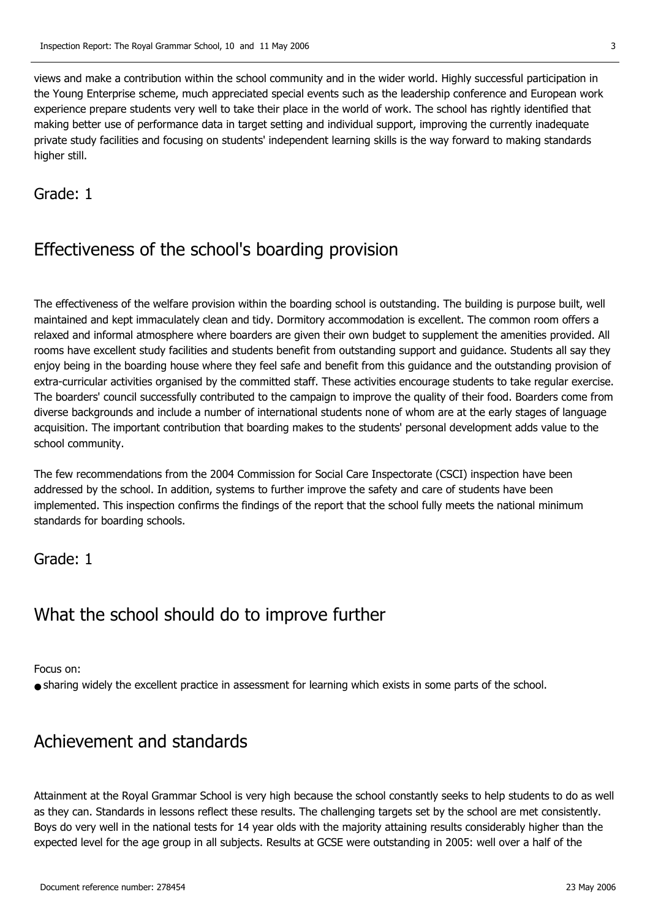views and make a contribution within the school community and in the wider world. Highly successful participation in the Young Enterprise scheme, much appreciated special events such as the leadership conference and European work experience prepare students very well to take their place in the world of work. The school has rightly identified that making better use of performance data in target setting and individual support, improving the currently inadequate private study facilities and focusing on students' independent learning skills is the way forward to making standards higher still.

Grade: 1

## Effectiveness of the school's boarding provision

The effectiveness of the welfare provision within the boarding school is outstanding. The building is purpose built, well maintained and kept immaculately clean and tidy. Dormitory accommodation is excellent. The common room offers a relaxed and informal atmosphere where boarders are given their own budget to supplement the amenities provided. All rooms have excellent study facilities and students benefit from outstanding support and guidance. Students all say they enjoy being in the boarding house where they feel safe and benefit from this guidance and the outstanding provision of extra-curricular activities organised by the committed staff. These activities encourage students to take regular exercise. The boarders' council successfully contributed to the campaign to improve the quality of their food. Boarders come from diverse backgrounds and include a number of international students none of whom are at the early stages of language acquisition. The important contribution that boarding makes to the students' personal development adds value to the school community.

The few recommendations from the 2004 Commission for Social Care Inspectorate (CSCI) inspection have been addressed by the school. In addition, systems to further improve the safety and care of students have been implemented. This inspection confirms the findings of the report that the school fully meets the national minimum standards for boarding schools.

Grade: 1

## What the school should do to improve further

Focus on:

- sharing widely the excellent practice in assessment for learning which exists in some parts of the school.

## Achievement and standards

Attainment at the Royal Grammar School is very high because the school constantly seeks to help students to do as well as they can. Standards in lessons reflect these results. The challenging targets set by the school are met consistently. Boys do very well in the national tests for 14 year olds with the majority attaining results considerably higher than the expected level for the age group in all subjects. Results at GCSE were outstanding in 2005: well over a half of the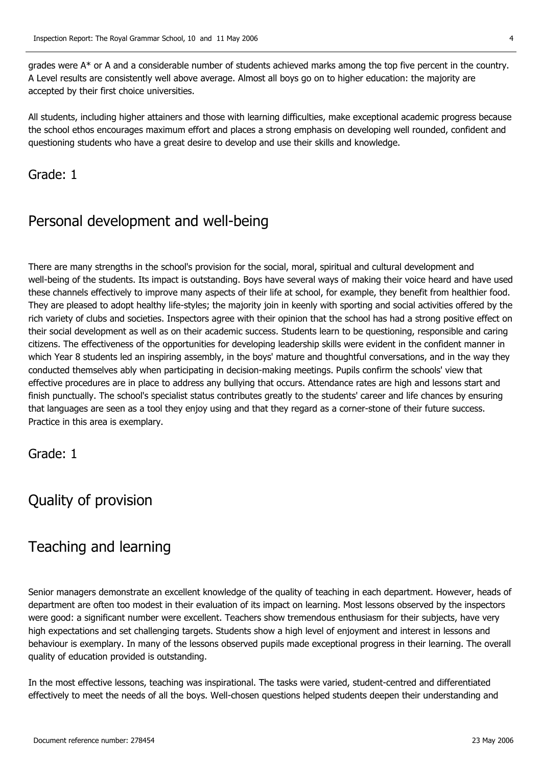grades were A* or A and a considerable number of students achieved marks among the top five percent in the country. A Level results are consistently well above average. Almost all boys go on to higher education: the majority are accepted by their first choice universities.

All students, including higher attainers and those with learning difficulties, make exceptional academic progress because the school ethos encourages maximum effort and places a strong emphasis on developing well rounded, confident and questioning students who have a great desire to develop and use their skills and knowledge.

Grade: 1

## Personal development and well-being

There are many strengths in the school's provision for the social, moral, spiritual and cultural development and well-being of the students. Its impact is outstanding. Boys have several ways of making their voice heard and have used these channels effectively to improve many aspects of their life at school, for example, they benefit from healthier food. They are pleased to adopt healthy life-styles; the majority join in keenly with sporting and social activities offered by the rich variety of clubs and societies. Inspectors agree with their opinion that the school has had a strong positive effect on their social development as well as on their academic success. Students learn to be questioning, responsible and caring citizens. The effectiveness of the opportunities for developing leadership skills were evident in the confident manner in which Year 8 students led an inspiring assembly, in the boys' mature and thoughtful conversations, and in the way they conducted themselves ably when participating in decision-making meetings. Pupils confirm the schools' view that effective procedures are in place to address any bullying that occurs. Attendance rates are high and lessons start and finish punctually. The school's specialist status contributes greatly to the students' career and life chances by ensuring that languages are seen as a tool they enjoy using and that they regard as a corner-stone of their future success. Practice in this area is exemplary.

Grade: 1

## Quality of provision

## Teaching and learning

Senior managers demonstrate an excellent knowledge of the quality of teaching in each department. However, heads of department are often too modest in their evaluation of its impact on learning. Most lessons observed by the inspectors were good: a significant number were excellent. Teachers show tremendous enthusiasm for their subjects, have very high expectations and set challenging targets. Students show a high level of enjoyment and interest in lessons and behaviour is exemplary. In many of the lessons observed pupils made exceptional progress in their learning. The overall quality of education provided is outstanding.

In the most effective lessons, teaching was inspirational. The tasks were varied, student-centred and differentiated effectively to meet the needs of all the boys. Well-chosen questions helped students deepen their understanding and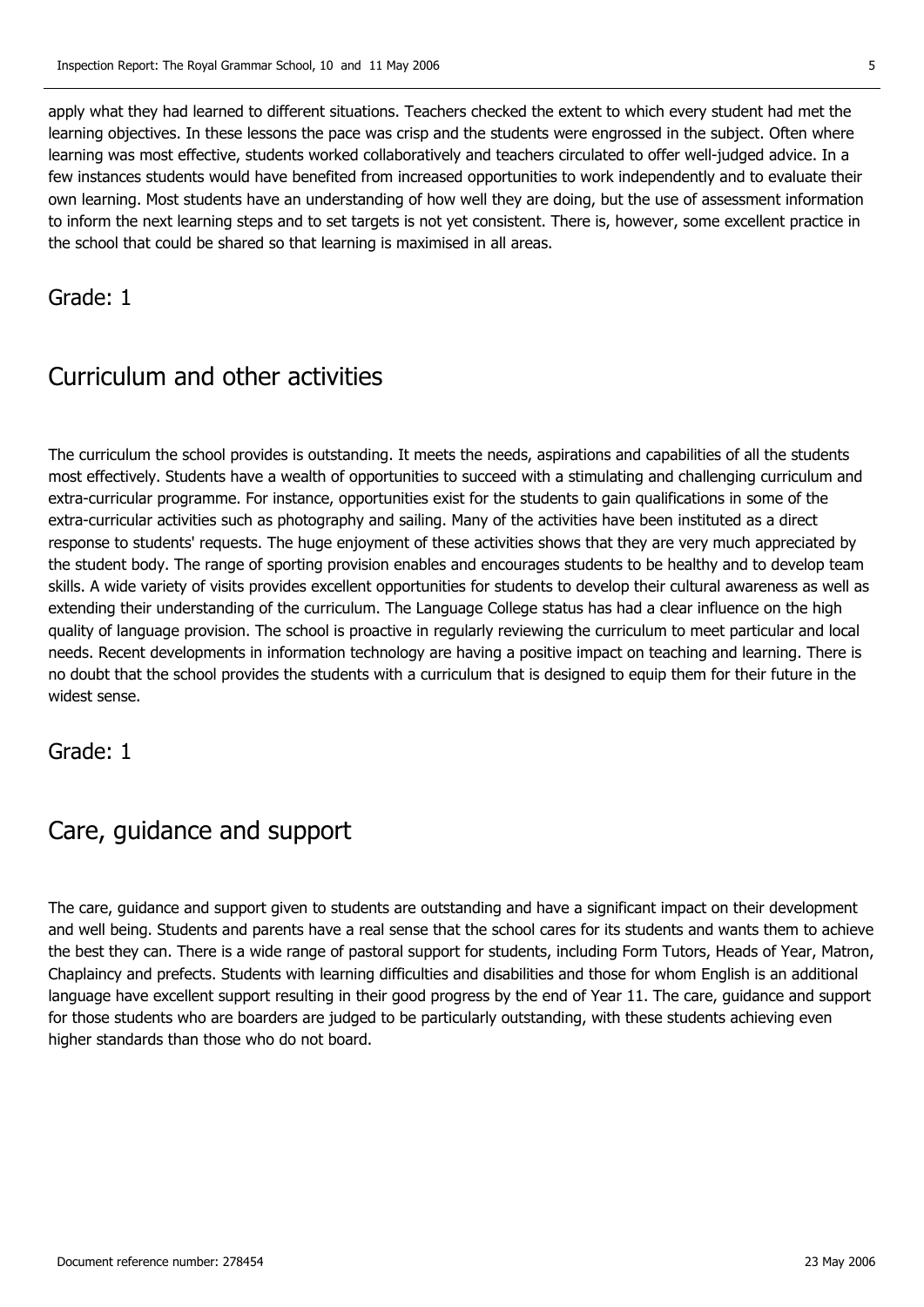apply what they had learned to different situations. Teachers checked the extent to which every student had met the learning objectives. In these lessons the pace was crisp and the students were engrossed in the subject. Often where learning was most effective, students worked collaboratively and teachers circulated to offer well-judged advice. In a few instances students would have benefited from increased opportunities to work independently and to evaluate their own learning. Most students have an understanding of how well they are doing, but the use of assessment information to inform the next learning steps and to set targets is not yet consistent. There is, however, some excellent practice in the school that could be shared so that learning is maximised in all areas.

Grade: 1

## Curriculum and other activities

The curriculum the school provides is outstanding. It meets the needs, aspirations and capabilities of all the students most effectively. Students have a wealth of opportunities to succeed with a stimulating and challenging curriculum and extra-curricular programme. For instance, opportunities exist for the students to gain qualifications in some of the extra-curricular activities such as photography and sailing. Many of the activities have been instituted as a direct response to students' requests. The huge enjoyment of these activities shows that they are very much appreciated by the student body. The range of sporting provision enables and encourages students to be healthy and to develop team skills. A wide variety of visits provides excellent opportunities for students to develop their cultural awareness as well as extending their understanding of the curriculum. The Language College status has had a clear influence on the high quality of language provision. The school is proactive in regularly reviewing the curriculum to meet particular and local needs. Recent developments in information technology are having a positive impact on teaching and learning. There is no doubt that the school provides the students with a curriculum that is designed to equip them for their future in the widest sense.

Grade: 1

## Care, guidance and support

The care, guidance and support given to students are outstanding and have a significant impact on their development and well being. Students and parents have a real sense that the school cares for its students and wants them to achieve the best they can. There is a wide range of pastoral support for students, including Form Tutors, Heads of Year, Matron, Chaplaincy and prefects. Students with learning difficulties and disabilities and those for whom English is an additional language have excellent support resulting in their good progress by the end of Year 11. The care, guidance and support for those students who are boarders are judged to be particularly outstanding, with these students achieving even higher standards than those who do not board.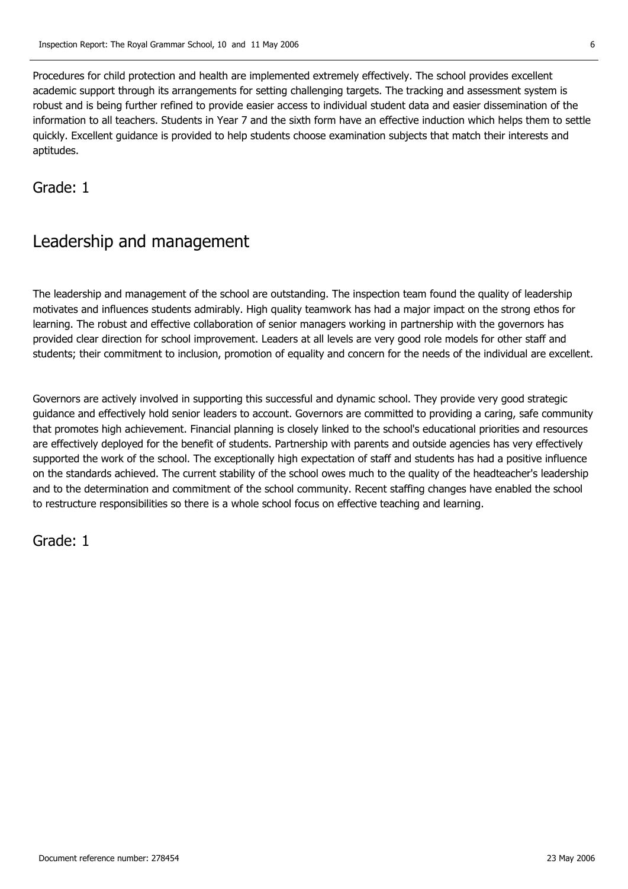Procedures for child protection and health are implemented extremely effectively. The school provides excellent academic support through its arrangements for setting challenging targets. The tracking and assessment system is robust and is being further refined to provide easier access to individual student data and easier dissemination of the information to all teachers. Students in Year 7 and the sixth form have an effective induction which helps them to settle quickly. Excellent guidance is provided to help students choose examination subjects that match their interests and aptitudes.

Grade: 1

## Leadership and management

The leadership and management of the school are outstanding. The inspection team found the quality of leadership motivates and influences students admirably. High quality teamwork has had a major impact on the strong ethos for learning. The robust and effective collaboration of senior managers working in partnership with the governors has provided clear direction for school improvement. Leaders at all levels are very good role models for other staff and students; their commitment to inclusion, promotion of equality and concern for the needs of the individual are excellent.

Governors are actively involved in supporting this successful and dynamic school. They provide very good strategic guidance and effectively hold senior leaders to account. Governors are committed to providing a caring, safe community that promotes high achievement. Financial planning is closely linked to the school's educational priorities and resources are effectively deployed for the benefit of students. Partnership with parents and outside agencies has very effectively supported the work of the school. The exceptionally high expectation of staff and students has had a positive influence on the standards achieved. The current stability of the school owes much to the quality of the headteacher's leadership and to the determination and commitment of the school community. Recent staffing changes have enabled the school to restructure responsibilities so there is a whole school focus on effective teaching and learning.

Grade: 1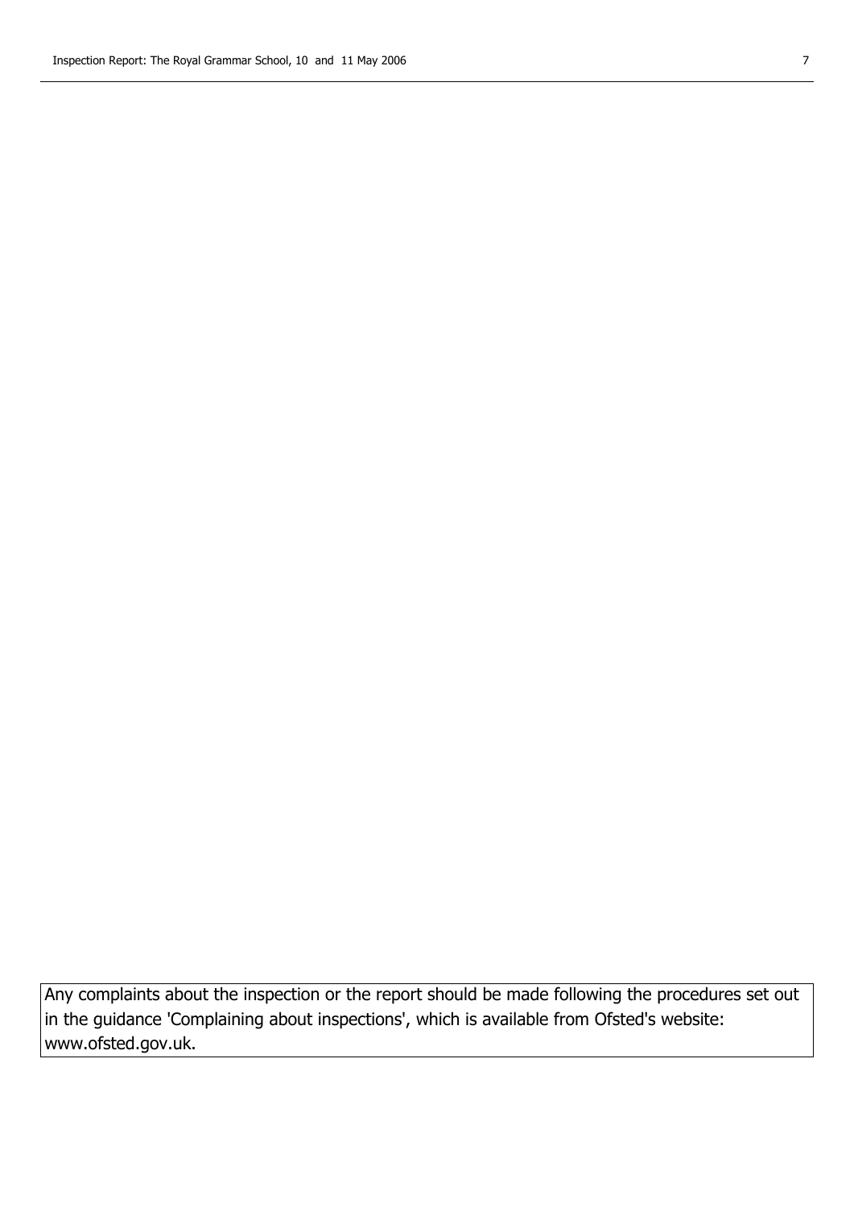Any complaints about the inspection or the report should be made following the procedures set out in the guidance 'Complaining about inspections', which is available from Ofsted's website: www.ofsted.gov.uk.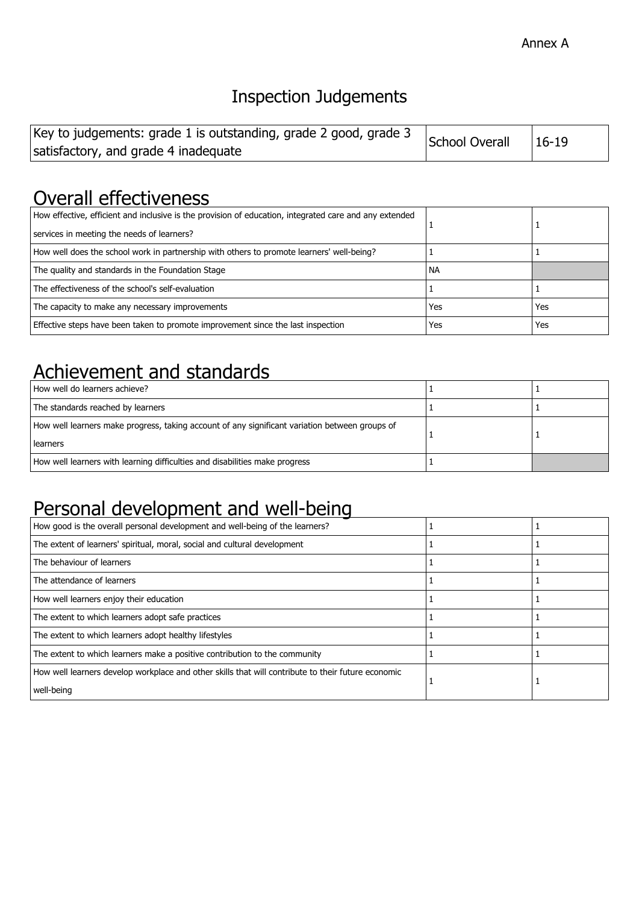Annex A

# Inspection Judgements

| Key to judgements: grade 1 is outstanding, grade 2 good, grade 3 satisfactory, and grade 4 inadequate | School Overall | 16-19 |
|---|---|---|

## Overall effectiveness

| | | |
|---|---|---|
| How effective, efficient and inclusive is the provision of education, integrated care and any extended services in meeting the needs of learners? | 1 | 1 |
| How well does the school work in partnership with others to promote learners' well-being? | 1 | 1 |
| The quality and standards in the Foundation Stage | NA | |
| The effectiveness of the school's self-evaluation | 1 | 1 |
| The capacity to make any necessary improvements | Yes | Yes |
| Effective steps have been taken to promote improvement since the last inspection | Yes | Yes |

## Achievement and standards

| | | |
|---|---|---|
| How well do learners achieve? | 1 | 1 |
| The standards reached by learners | 1 | 1 |
| How well learners make progress, taking account of any significant variation between groups of learners | 1 | 1 |
| How well learners with learning difficulties and disabilities make progress | 1 | |

## Personal development and well-being

| | | |
|---|---|---|
| How good is the overall personal development and well-being of the learners? | 1 | 1 |
| The extent of learners' spiritual, moral, social and cultural development | 1 | 1 |
| The behaviour of learners | 1 | 1 |
| The attendance of learners | 1 | 1 |
| How well learners enjoy their education | 1 | 1 |
| The extent to which learners adopt safe practices | 1 | 1 |
| The extent to which learners adopt healthy lifestyles | 1 | 1 |
| The extent to which learners make a positive contribution to the community | 1 | 1 |
| How well learners develop workplace and other skills that will contribute to their future economic well-being | 1 | 1 |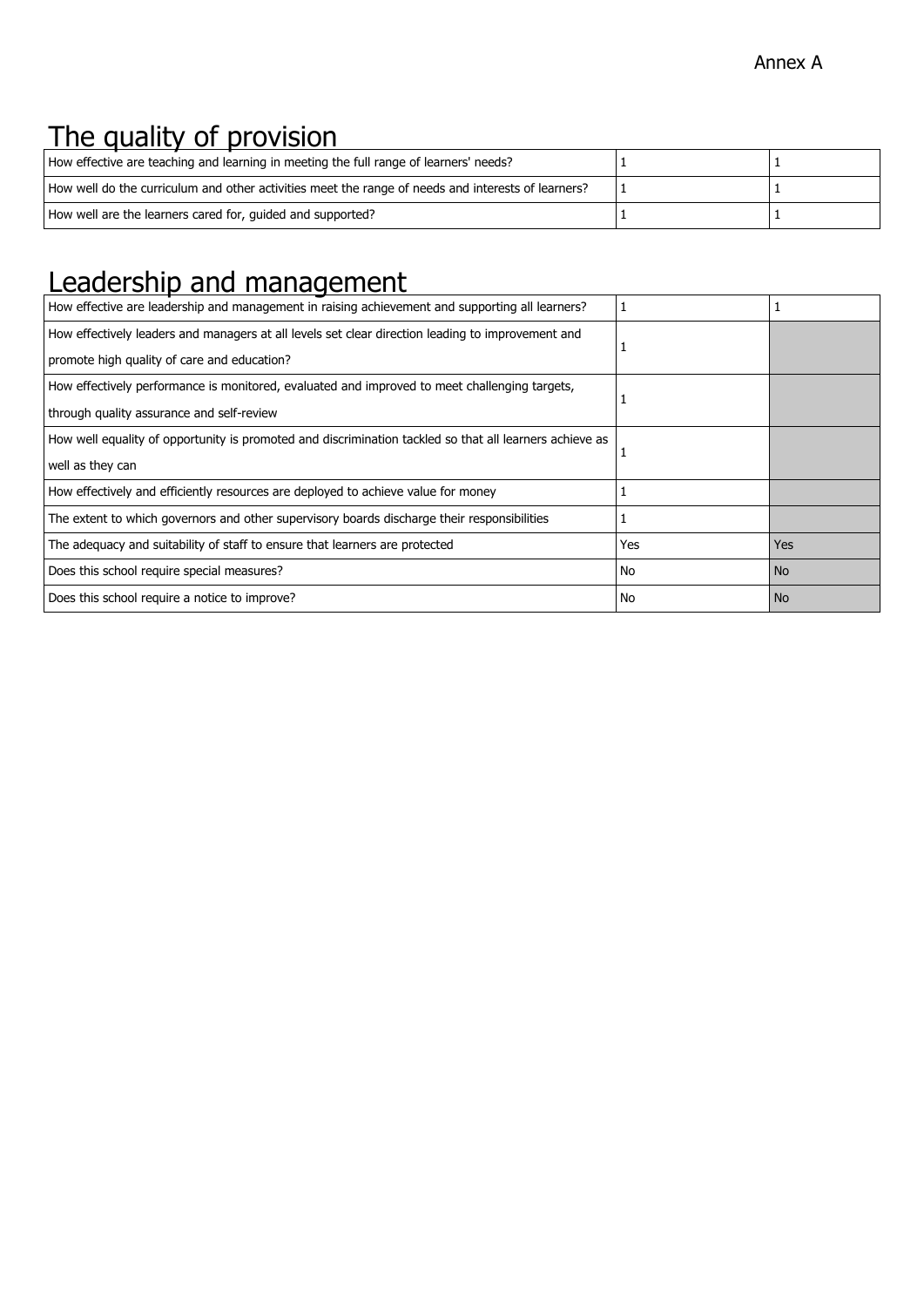Annex A

# The quality of provision

| | | |
|---|---|---|
| How effective are teaching and learning in meeting the full range of learners' needs? | 1 | 1 |
| How well do the curriculum and other activities meet the range of needs and interests of learners? | 1 | 1 |
| How well are the learners cared for, guided and supported? | 1 | 1 |

# Leadership and management

| | | |
|---|---|---|
| How effective are leadership and management in raising achievement and supporting all learners? | 1 | 1 |
| How effectively leaders and managers at all levels set clear direction leading to improvement and promote high quality of care and education? | 1 | |
| How effectively performance is monitored, evaluated and improved to meet challenging targets, through quality assurance and self-review | 1 | |
| How well equality of opportunity is promoted and discrimination tackled so that all learners achieve as well as they can | 1 | |
| How effectively and efficiently resources are deployed to achieve value for money | 1 | |
| The extent to which governors and other supervisory boards discharge their responsibilities | 1 | |
| The adequacy and suitability of staff to ensure that learners are protected | Yes | Yes |
| Does this school require special measures? | No | No |
| Does this school require a notice to improve? | No | No |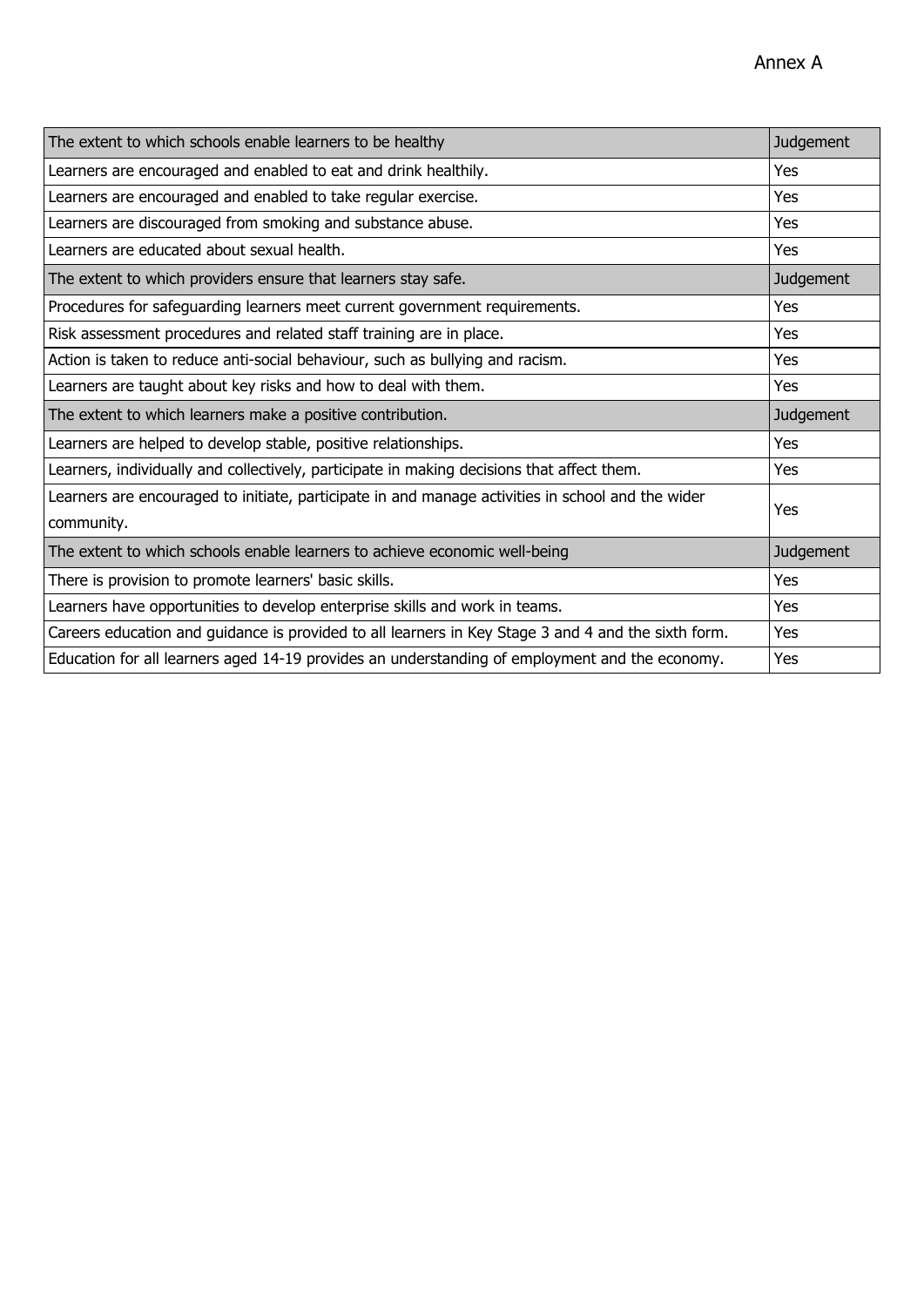Annex A

| The extent to which schools enable learners to be healthy | Judgement |
|---|---|
| Learners are encouraged and enabled to eat and drink healthily. | Yes |
| Learners are encouraged and enabled to take regular exercise. | Yes |
| Learners are discouraged from smoking and substance abuse. | Yes |
| Learners are educated about sexual health. | Yes |
| **The extent to which providers ensure that learners stay safe.** | **Judgement** |
| Procedures for safeguarding learners meet current government requirements. | Yes |
| Risk assessment procedures and related staff training are in place. | Yes |
| Action is taken to reduce anti-social behaviour, such as bullying and racism. | Yes |
| Learners are taught about key risks and how to deal with them. | Yes |
| **The extent to which learners make a positive contribution.** | **Judgement** |
| Learners are helped to develop stable, positive relationships. | Yes |
| Learners, individually and collectively, participate in making decisions that affect them. | Yes |
| Learners are encouraged to initiate, participate in and manage activities in school and the wider community. | Yes |
| **The extent to which schools enable learners to achieve economic well-being** | **Judgement** |
| There is provision to promote learners' basic skills. | Yes |
| Learners have opportunities to develop enterprise skills and work in teams. | Yes |
| Careers education and guidance is provided to all learners in Key Stage 3 and 4 and the sixth form. | Yes |
| Education for all learners aged 14-19 provides an understanding of employment and the economy. | Yes |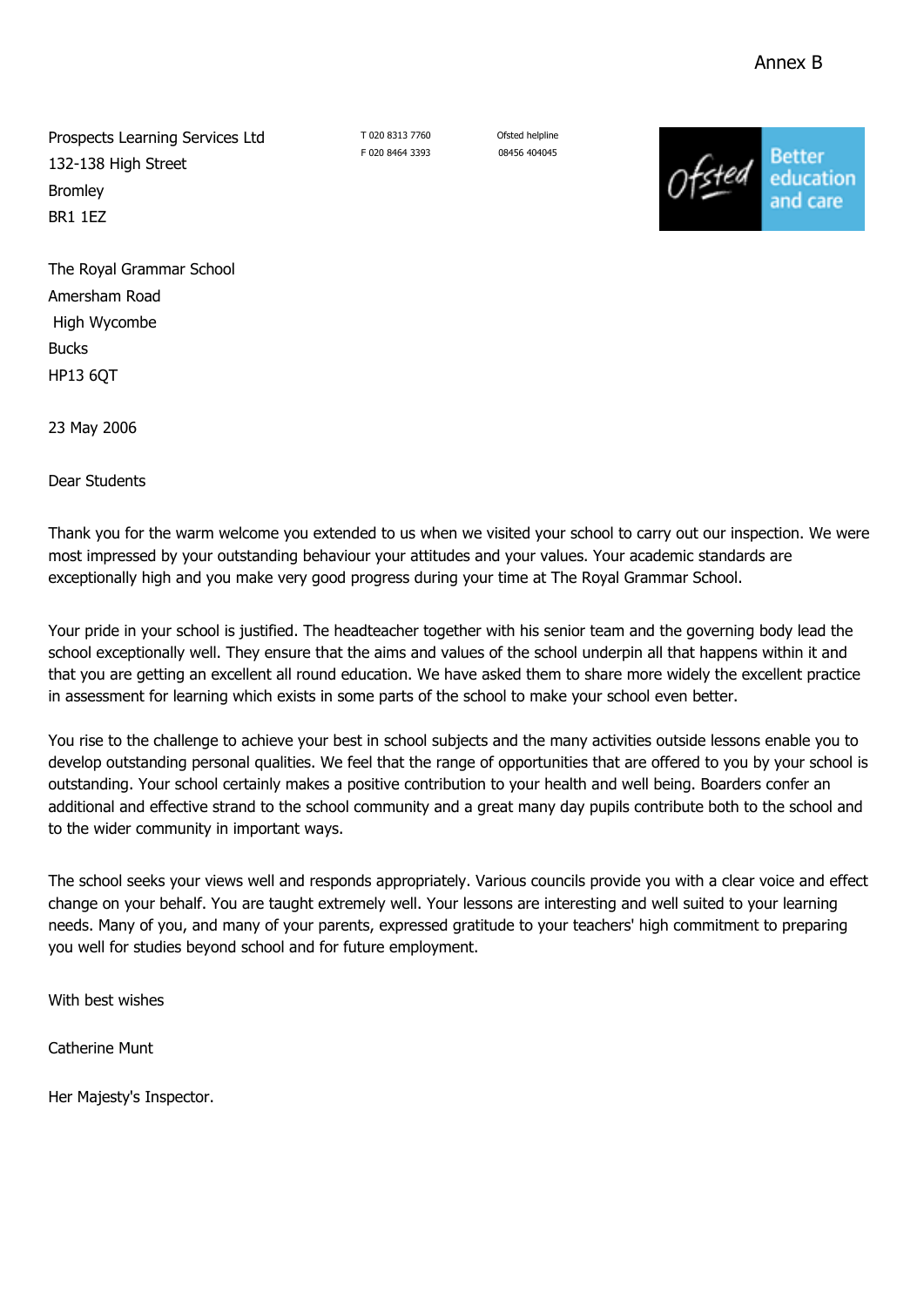Annex B

Prospects Learning Services Ltd
132-138 High Street
Bromley
BR1 1EZ

T 020 8313 7760
F 020 8464 3393

Ofsted helpline
08456 404045

Ofsted Better education and care

The Royal Grammar School
Amersham Road
High Wycombe
Bucks
HP13 6QT

23 May 2006

Dear Students

Thank you for the warm welcome you extended to us when we visited your school to carry out our inspection. We were most impressed by your outstanding behaviour your attitudes and your values. Your academic standards are exceptionally high and you make very good progress during your time at The Royal Grammar School.

Your pride in your school is justified. The headteacher together with his senior team and the governing body lead the school exceptionally well. They ensure that the aims and values of the school underpin all that happens within it and that you are getting an excellent all round education. We have asked them to share more widely the excellent practice in assessment for learning which exists in some parts of the school to make your school even better.

You rise to the challenge to achieve your best in school subjects and the many activities outside lessons enable you to develop outstanding personal qualities. We feel that the range of opportunities that are offered to you by your school is outstanding. Your school certainly makes a positive contribution to your health and well being. Boarders confer an additional and effective strand to the school community and a great many day pupils contribute both to the school and to the wider community in important ways.

The school seeks your views well and responds appropriately. Various councils provide you with a clear voice and effect change on your behalf. You are taught extremely well. Your lessons are interesting and well suited to your learning needs. Many of you, and many of your parents, expressed gratitude to your teachers' high commitment to preparing you well for studies beyond school and for future employment.

With best wishes

Catherine Munt

Her Majesty's Inspector.